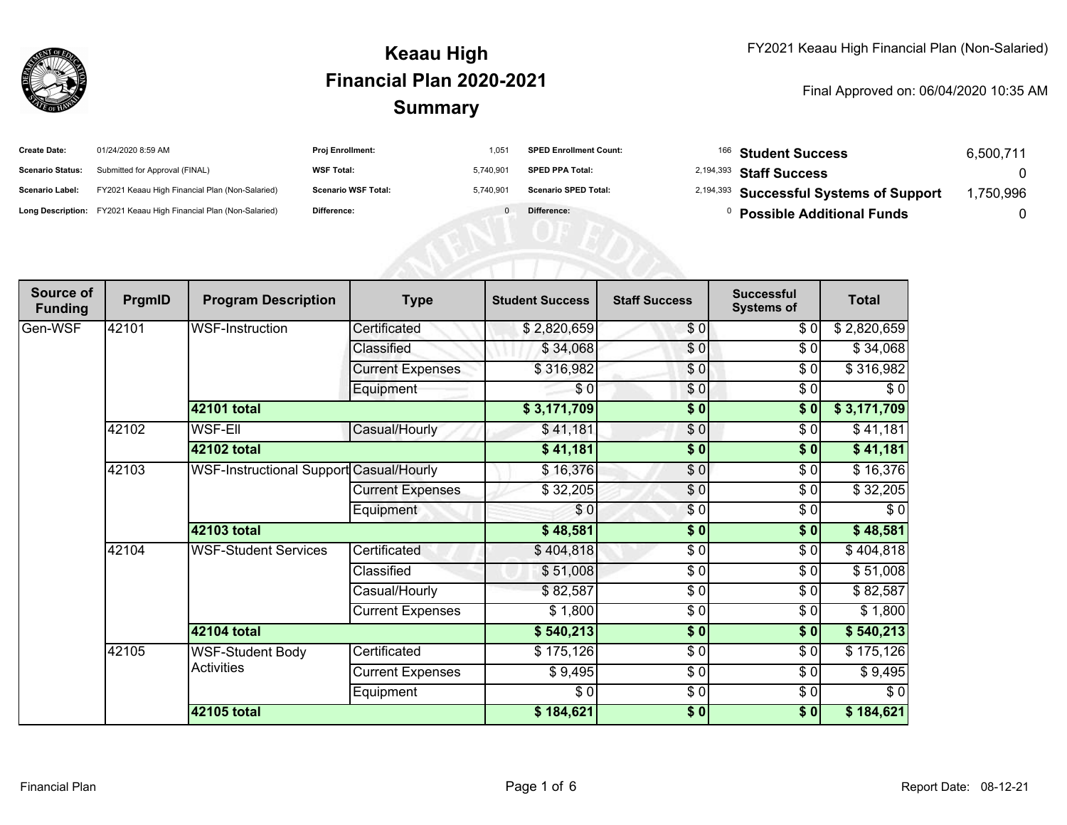# Keaau High
## Financial Plan 2020-2021
## Summary

FY2021 Keaau High Financial Plan (Non-Salaried)

Final Approved on: 06/04/2020 10:35 AM

| | | | | | | | |
|---|---|---|---|---|---|---|---|
| **Create Date:** | 01/24/2020 8:59 AM | **Proj Enrollment:** | 1,051 | **SPED Enrollment Count:** | 166 | **Student Success** | 6,500,711 |
| **Scenario Status:** | Submitted for Approval (FINAL) | **WSF Total:** | 5,740,901 | **SPED PPA Total:** | 2,194,393 | **Staff Success** | 0 |
| **Scenario Label:** | FY2021 Keaau High Financial Plan (Non-Salaried) | **Scenario WSF Total:** | 5,740,901 | **Scenario SPED Total:** | 2,194,393 | **Successful Systems of Support** | 1,750,996 |
| **Long Description:** | FY2021 Keaau High Financial Plan (Non-Salaried) | **Difference:** | 0 | **Difference:** | 0 | **Possible Additional Funds** | 0 |

| Source of Funding | PrgmID | Program Description | Type | Student Success | Staff Success | Successful Systems of | Total |
|---|---|---|---|---|---|---|---|
| Gen-WSF | 42101 | WSF-Instruction | Certificated | $ 2,820,659 | $ 0 | $ 0 | $ 2,820,659 |
| | | | Classified | $ 34,068 | $ 0 | $ 0 | $ 34,068 |
| | | | Current Expenses | $ 316,982 | $ 0 | $ 0 | $ 316,982 |
| | | | Equipment | $ 0 | $ 0 | $ 0 | $ 0 |
| | | **42101 total** | | **$ 3,171,709** | **$ 0** | **$ 0** | **$ 3,171,709** |
| | 42102 | WSF-Ell | Casual/Hourly | $ 41,181 | $ 0 | $ 0 | $ 41,181 |
| | | **42102 total** | | **$ 41,181** | **$ 0** | **$ 0** | **$ 41,181** |
| | 42103 | WSF-Instructional Support | Casual/Hourly | $ 16,376 | $ 0 | $ 0 | $ 16,376 |
| | | | Current Expenses | $ 32,205 | $ 0 | $ 0 | $ 32,205 |
| | | | Equipment | $ 0 | $ 0 | $ 0 | $ 0 |
| | | **42103 total** | | **$ 48,581** | **$ 0** | **$ 0** | **$ 48,581** |
| | 42104 | WSF-Student Services | Certificated | $ 404,818 | $ 0 | $ 0 | $ 404,818 |
| | | | Classified | $ 51,008 | $ 0 | $ 0 | $ 51,008 |
| | | | Casual/Hourly | $ 82,587 | $ 0 | $ 0 | $ 82,587 |
| | | | Current Expenses | $ 1,800 | $ 0 | $ 0 | $ 1,800 |
| | | **42104 total** | | **$ 540,213** | **$ 0** | **$ 0** | **$ 540,213** |
| | 42105 | WSF-Student Body Activities | Certificated | $ 175,126 | $ 0 | $ 0 | $ 175,126 |
| | | | Current Expenses | $ 9,495 | $ 0 | $ 0 | $ 9,495 |
| | | | Equipment | $ 0 | $ 0 | $ 0 | $ 0 |
| | | **42105 total** | | **$ 184,621** | **$ 0** | **$ 0** | **$ 184,621** |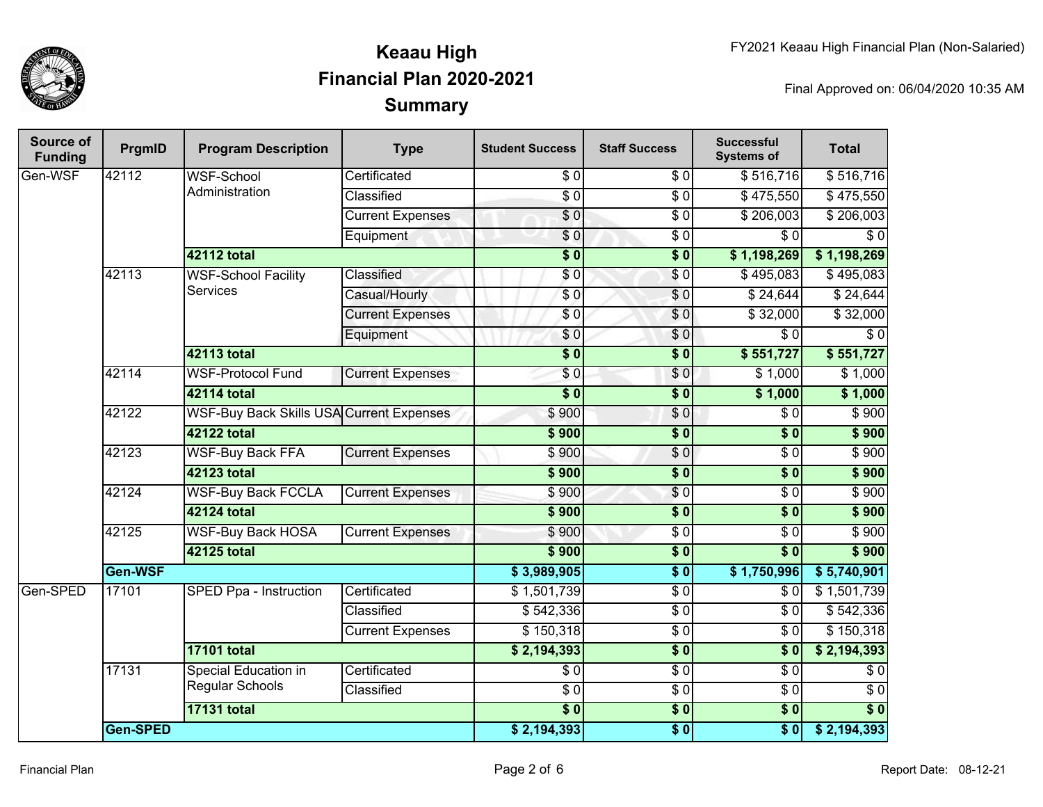# Keaau High
## Financial Plan 2020-2021
## Summary

FY2021 Keaau High Financial Plan (Non-Salaried)

Final Approved on: 06/04/2020 10:35 AM

| Source of Funding | PrgmID | Program Description | Type | Student Success | Staff Success | Successful Systems of | Total |
|---|---|---|---|---|---|---|---|
| Gen-WSF | 42112 | WSF-School Administration | Certificated | $ 0 | $ 0 | $ 516,716 | $ 516,716 |
| | | | Classified | $ 0 | $ 0 | $ 475,550 | $ 475,550 |
| | | | Current Expenses | $ 0 | $ 0 | $ 206,003 | $ 206,003 |
| | | | Equipment | $ 0 | $ 0 | $ 0 | $ 0 |
| | | **42112 total** | | **$ 0** | **$ 0** | **$ 1,198,269** | **$ 1,198,269** |
| | 42113 | WSF-School Facility Services | Classified | $ 0 | $ 0 | $ 495,083 | $ 495,083 |
| | | | Casual/Hourly | $ 0 | $ 0 | $ 24,644 | $ 24,644 |
| | | | Current Expenses | $ 0 | $ 0 | $ 32,000 | $ 32,000 |
| | | | Equipment | $ 0 | $ 0 | $ 0 | $ 0 |
| | | **42113 total** | | **$ 0** | **$ 0** | **$ 551,727** | **$ 551,727** |
| | 42114 | WSF-Protocol Fund | Current Expenses | $ 0 | $ 0 | $ 1,000 | $ 1,000 |
| | | **42114 total** | | **$ 0** | **$ 0** | **$ 1,000** | **$ 1,000** |
| | 42122 | WSF-Buy Back Skills USA | Current Expenses | $ 900 | $ 0 | $ 0 | $ 900 |
| | | **42122 total** | | **$ 900** | **$ 0** | **$ 0** | **$ 900** |
| | 42123 | WSF-Buy Back FFA | Current Expenses | $ 900 | $ 0 | $ 0 | $ 900 |
| | | **42123 total** | | **$ 900** | **$ 0** | **$ 0** | **$ 900** |
| | 42124 | WSF-Buy Back FCCLA | Current Expenses | $ 900 | $ 0 | $ 0 | $ 900 |
| | | **42124 total** | | **$ 900** | **$ 0** | **$ 0** | **$ 900** |
| | 42125 | WSF-Buy Back HOSA | Current Expenses | $ 900 | $ 0 | $ 0 | $ 900 |
| | | **42125 total** | | **$ 900** | **$ 0** | **$ 0** | **$ 900** |
| | **Gen-WSF** | | | **$ 3,989,905** | **$ 0** | **$ 1,750,996** | **$ 5,740,901** |
| Gen-SPED | 17101 | SPED Ppa - Instruction | Certificated | $ 1,501,739 | $ 0 | $ 0 | $ 1,501,739 |
| | | | Classified | $ 542,336 | $ 0 | $ 0 | $ 542,336 |
| | | | Current Expenses | $ 150,318 | $ 0 | $ 0 | $ 150,318 |
| | | **17101 total** | | **$ 2,194,393** | **$ 0** | **$ 0** | **$ 2,194,393** |
| | 17131 | Special Education in Regular Schools | Certificated | $ 0 | $ 0 | $ 0 | $ 0 |
| | | | Classified | $ 0 | $ 0 | $ 0 | $ 0 |
| | | **17131 total** | | **$ 0** | **$ 0** | **$ 0** | **$ 0** |
| | **Gen-SPED** | | | **$ 2,194,393** | **$ 0** | **$ 0** | **$ 2,194,393** |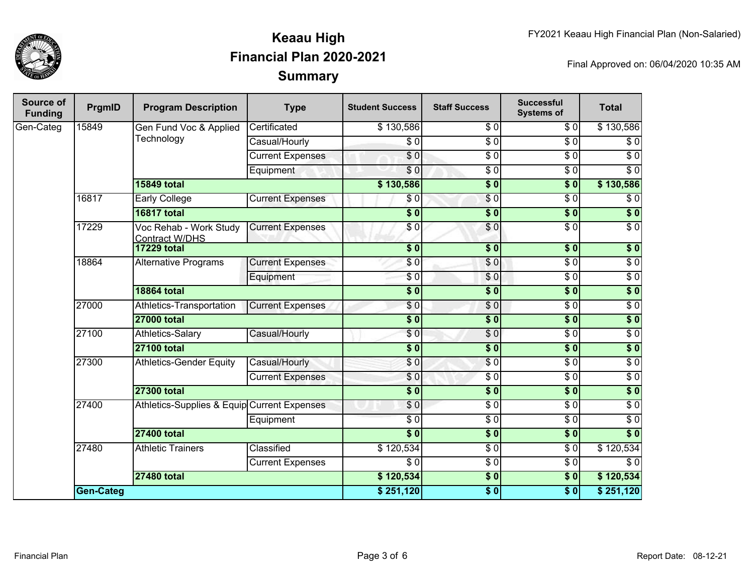# Keaau High
## Financial Plan 2020-2021
## Summary

FY2021 Keaau High Financial Plan (Non-Salaried)

Final Approved on: 06/04/2020 10:35 AM

| Source of Funding | PrgmID | Program Description | Type | Student Success | Staff Success | Successful Systems of | Total |
|---|---|---|---|---|---|---|---|
| Gen-Categ | 15849 | Gen Fund Voc & Applied Technology | Certificated | $ 130,586 | $ 0 | $ 0 | $ 130,586 |
| | | | Casual/Hourly | $ 0 | $ 0 | $ 0 | $ 0 |
| | | | Current Expenses | $ 0 | $ 0 | $ 0 | $ 0 |
| | | | Equipment | $ 0 | $ 0 | $ 0 | $ 0 |
| | | **15849 total** | | **$ 130,586** | **$ 0** | **$ 0** | **$ 130,586** |
| | 16817 | Early College | Current Expenses | $ 0 | $ 0 | $ 0 | $ 0 |
| | | **16817 total** | | **$ 0** | **$ 0** | **$ 0** | **$ 0** |
| | 17229 | Voc Rehab - Work Study Contract W/DHS | Current Expenses | $ 0 | $ 0 | $ 0 | $ 0 |
| | | **17229 total** | | **$ 0** | **$ 0** | **$ 0** | **$ 0** |
| | 18864 | Alternative Programs | Current Expenses | $ 0 | $ 0 | $ 0 | $ 0 |
| | | | Equipment | $ 0 | $ 0 | $ 0 | $ 0 |
| | | **18864 total** | | **$ 0** | **$ 0** | **$ 0** | **$ 0** |
| | 27000 | Athletics-Transportation | Current Expenses | $ 0 | $ 0 | $ 0 | $ 0 |
| | | **27000 total** | | **$ 0** | **$ 0** | **$ 0** | **$ 0** |
| | 27100 | Athletics-Salary | Casual/Hourly | $ 0 | $ 0 | $ 0 | $ 0 |
| | | **27100 total** | | **$ 0** | **$ 0** | **$ 0** | **$ 0** |
| | 27300 | Athletics-Gender Equity | Casual/Hourly | $ 0 | $ 0 | $ 0 | $ 0 |
| | | | Current Expenses | $ 0 | $ 0 | $ 0 | $ 0 |
| | | **27300 total** | | **$ 0** | **$ 0** | **$ 0** | **$ 0** |
| | 27400 | Athletics-Supplies & Equip | Current Expenses | $ 0 | $ 0 | $ 0 | $ 0 |
| | | | Equipment | $ 0 | $ 0 | $ 0 | $ 0 |
| | | **27400 total** | | **$ 0** | **$ 0** | **$ 0** | **$ 0** |
| | 27480 | Athletic Trainers | Classified | $ 120,534 | $ 0 | $ 0 | $ 120,534 |
| | | | Current Expenses | $ 0 | $ 0 | $ 0 | $ 0 |
| | | **27480 total** | | **$ 120,534** | **$ 0** | **$ 0** | **$ 120,534** |
| | **Gen-Categ** | | | **$ 251,120** | **$ 0** | **$ 0** | **$ 251,120** |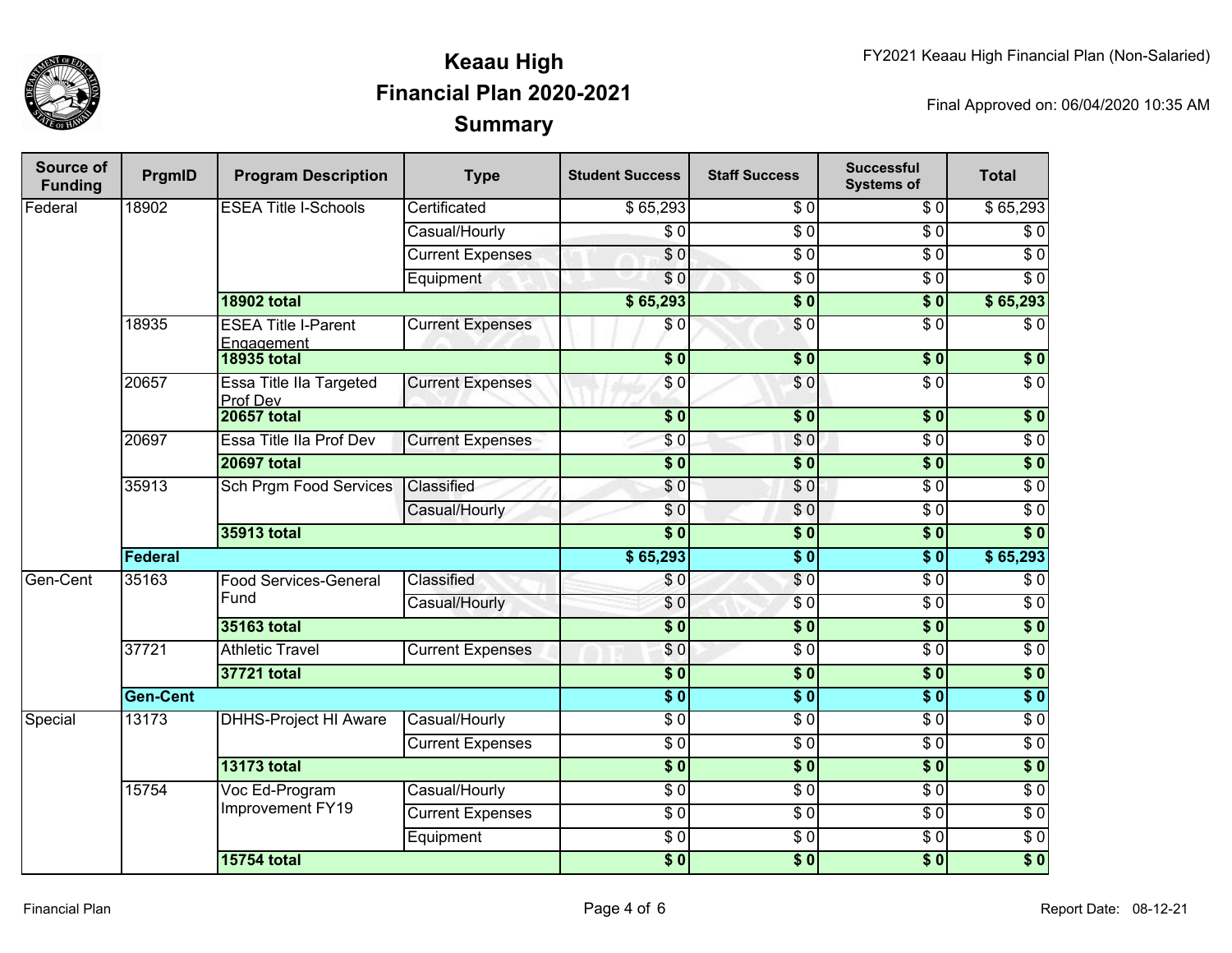# Keaau High
## Financial Plan 2020-2021
## Summary

FY2021 Keaau High Financial Plan (Non-Salaried)

Final Approved on: 06/04/2020 10:35 AM

| Source of Funding | PrgmID | Program Description | Type | Student Success | Staff Success | Successful Systems of | Total |
|---|---|---|---|---|---|---|---|
| Federal | 18902 | ESEA Title I-Schools | Certificated | $ 65,293 | $ 0 | $ 0 | $ 65,293 |
| | | | Casual/Hourly | $ 0 | $ 0 | $ 0 | $ 0 |
| | | | Current Expenses | $ 0 | $ 0 | $ 0 | $ 0 |
| | | | Equipment | $ 0 | $ 0 | $ 0 | $ 0 |
| | | **18902 total** | | **$ 65,293** | **$ 0** | **$ 0** | **$ 65,293** |
| | 18935 | ESEA Title I-Parent Engagement | Current Expenses | $ 0 | $ 0 | $ 0 | $ 0 |
| | | **18935 total** | | **$ 0** | **$ 0** | **$ 0** | **$ 0** |
| | 20657 | Essa Title IIa Targeted Prof Dev | Current Expenses | $ 0 | $ 0 | $ 0 | $ 0 |
| | | **20657 total** | | **$ 0** | **$ 0** | **$ 0** | **$ 0** |
| | 20697 | Essa Title IIa Prof Dev | Current Expenses | $ 0 | $ 0 | $ 0 | $ 0 |
| | | **20697 total** | | **$ 0** | **$ 0** | **$ 0** | **$ 0** |
| | 35913 | Sch Prgm Food Services | Classified | $ 0 | $ 0 | $ 0 | $ 0 |
| | | | Casual/Hourly | $ 0 | $ 0 | $ 0 | $ 0 |
| | | **35913 total** | | **$ 0** | **$ 0** | **$ 0** | **$ 0** |
| | **Federal** | | | **$ 65,293** | **$ 0** | **$ 0** | **$ 65,293** |
| Gen-Cent | 35163 | Food Services-General Fund | Classified | $ 0 | $ 0 | $ 0 | $ 0 |
| | | | Casual/Hourly | $ 0 | $ 0 | $ 0 | $ 0 |
| | | **35163 total** | | **$ 0** | **$ 0** | **$ 0** | **$ 0** |
| | 37721 | Athletic Travel | Current Expenses | $ 0 | $ 0 | $ 0 | $ 0 |
| | | **37721 total** | | **$ 0** | **$ 0** | **$ 0** | **$ 0** |
| | **Gen-Cent** | | | **$ 0** | **$ 0** | **$ 0** | **$ 0** |
| Special | 13173 | DHHS-Project HI Aware | Casual/Hourly | $ 0 | $ 0 | $ 0 | $ 0 |
| | | | Current Expenses | $ 0 | $ 0 | $ 0 | $ 0 |
| | | **13173 total** | | **$ 0** | **$ 0** | **$ 0** | **$ 0** |
| | 15754 | Voc Ed-Program Improvement FY19 | Casual/Hourly | $ 0 | $ 0 | $ 0 | $ 0 |
| | | | Current Expenses | $ 0 | $ 0 | $ 0 | $ 0 |
| | | | Equipment | $ 0 | $ 0 | $ 0 | $ 0 |
| | | **15754 total** | | **$ 0** | **$ 0** | **$ 0** | **$ 0** |

Financial Plan

Report Date: 08-12-21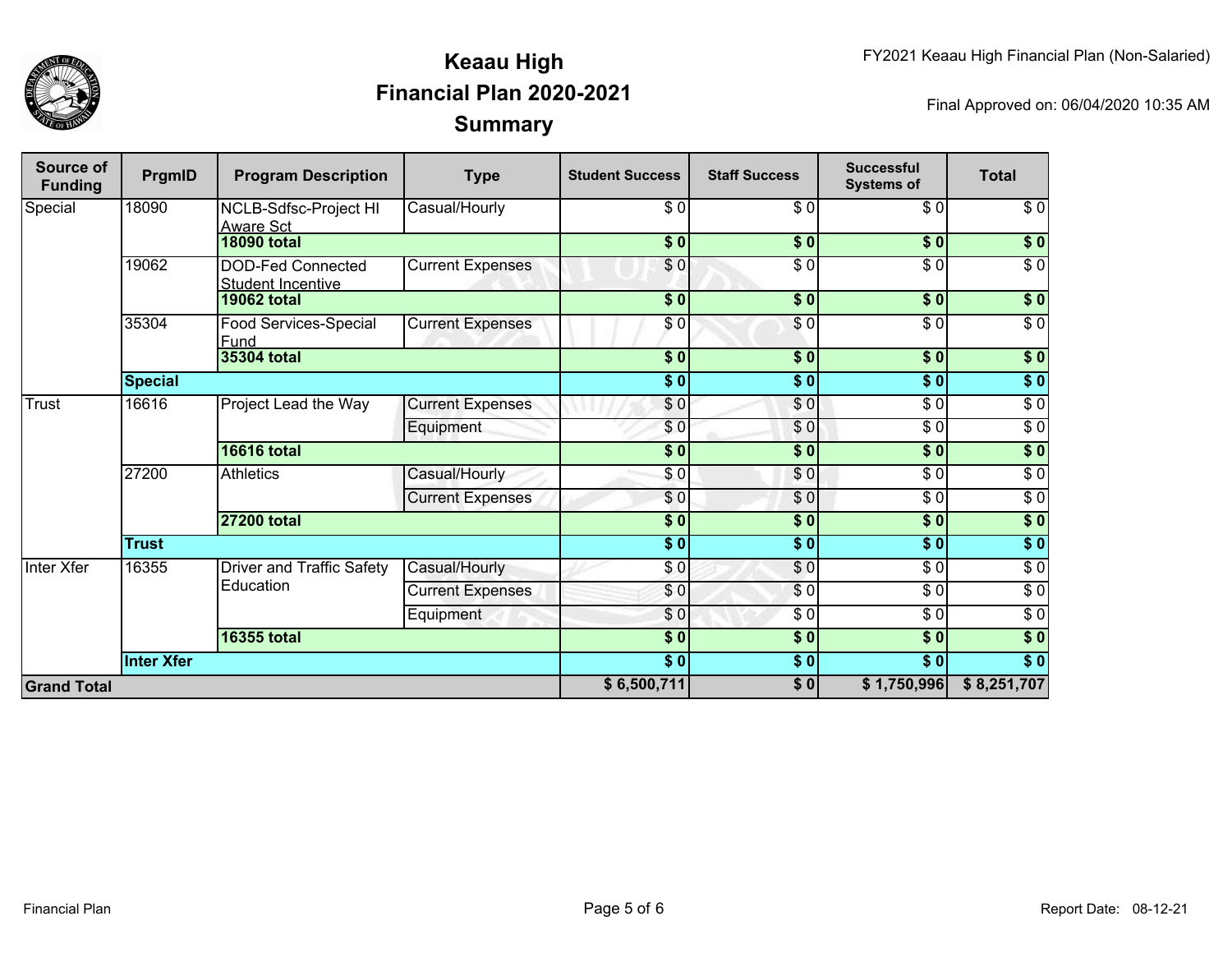# Keaau High
# Financial Plan 2020-2021
# Summary

FY2021 Keaau High Financial Plan (Non-Salaried)

Final Approved on: 06/04/2020 10:35 AM

| Source of Funding | PrgmID | Program Description | Type | Student Success | Staff Success | Successful Systems of | Total |
|---|---|---|---|---|---|---|---|
| Special | 18090 | NCLB-Sdfsc-Project HI Aware Sct | Casual/Hourly | $ 0 | $ 0 | $ 0 | $ 0 |
| | | **18090 total** | | **$ 0** | **$ 0** | **$ 0** | **$ 0** |
| | 19062 | DOD-Fed Connected Student Incentive | Current Expenses | $ 0 | $ 0 | $ 0 | $ 0 |
| | | **19062 total** | | **$ 0** | **$ 0** | **$ 0** | **$ 0** |
| | 35304 | Food Services-Special Fund | Current Expenses | $ 0 | $ 0 | $ 0 | $ 0 |
| | | **35304 total** | | **$ 0** | **$ 0** | **$ 0** | **$ 0** |
| | **Special** | | | **$ 0** | **$ 0** | **$ 0** | **$ 0** |
| Trust | 16616 | Project Lead the Way | Current Expenses | $ 0 | $ 0 | $ 0 | $ 0 |
| | | | Equipment | $ 0 | $ 0 | $ 0 | $ 0 |
| | | **16616 total** | | **$ 0** | **$ 0** | **$ 0** | **$ 0** |
| | 27200 | Athletics | Casual/Hourly | $ 0 | $ 0 | $ 0 | $ 0 |
| | | | Current Expenses | $ 0 | $ 0 | $ 0 | $ 0 |
| | | **27200 total** | | **$ 0** | **$ 0** | **$ 0** | **$ 0** |
| | **Trust** | | | **$ 0** | **$ 0** | **$ 0** | **$ 0** |
| Inter Xfer | 16355 | Driver and Traffic Safety Education | Casual/Hourly | $ 0 | $ 0 | $ 0 | $ 0 |
| | | | Current Expenses | $ 0 | $ 0 | $ 0 | $ 0 |
| | | | Equipment | $ 0 | $ 0 | $ 0 | $ 0 |
| | | **16355 total** | | **$ 0** | **$ 0** | **$ 0** | **$ 0** |
| | **Inter Xfer** | | | **$ 0** | **$ 0** | **$ 0** | **$ 0** |
| **Grand Total** | | | | **$ 6,500,711** | **$ 0** | **$ 1,750,996** | **$ 8,251,707** |

Report Date: 08-12-21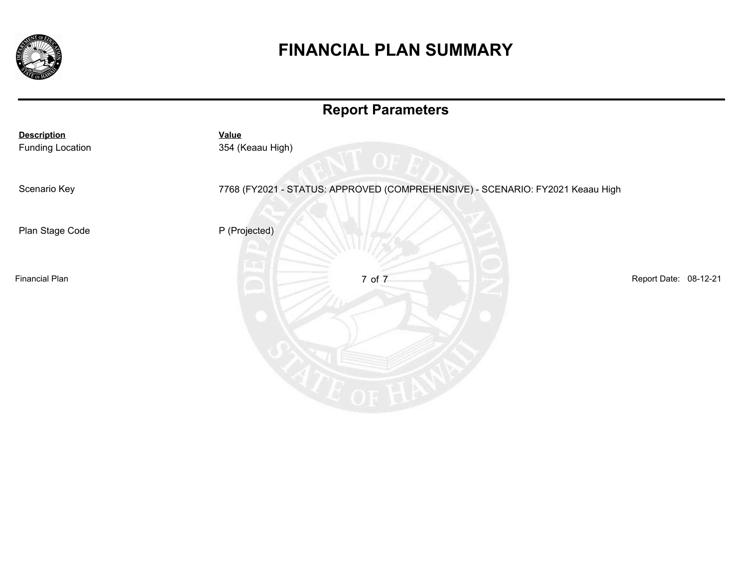# FINANCIAL PLAN SUMMARY

## Report Parameters

| Description | Value |
|---|---|
| Funding Location | 354 (Keaau High) |
| Scenario Key | 7768 (FY2021 - STATUS: APPROVED (COMPREHENSIVE) - SCENARIO: FY2021 Keaau High |
| Plan Stage Code | P (Projected) |